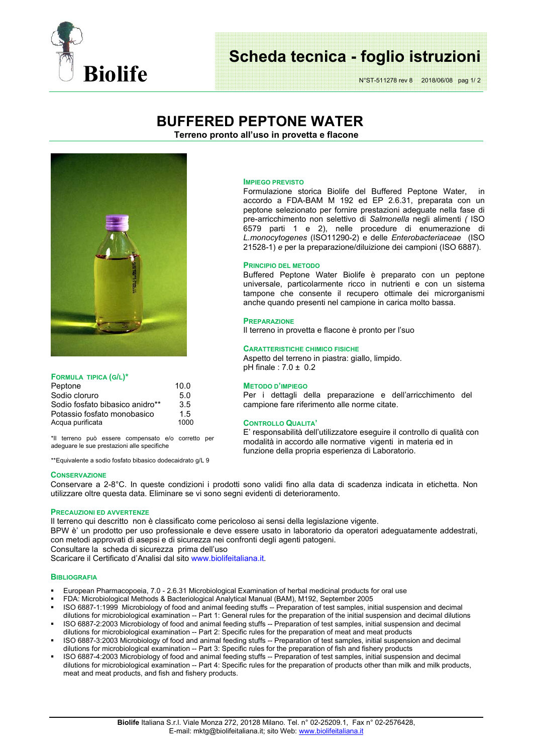# Scheda tecnica - foglio istruzioni

N°ST-511278 rev 8 2018/06/08

## BUFFERED PEPTONE WATER

**Terreno pronto all'uso in provetta e flacone**

### IMPIEGO PREVISTO

Formulazione storica Biolife del Buffered Peptone Water, in accordo a FDA-BAM M 192 ed EP 2.6.31, preparata con un peptone selezionato per fornire prestazioni adeguate nella fase di pre-arricchimento non selettivo di *Salmonella* negli alimenti *(* ISO 6579 parti 1 e 2), nelle procedure di enumerazione di *L.monocytogenes* (ISO11290-2) e delle *Enterobacteriaceae* (ISO 21528-1) e per la preparazione/diluizione dei campioni (ISO 6887).

### PRINCIPIO DEL METODO

Buffered Peptone Water Biolife è preparato con un peptone universale, particolarmente ricco in nutrienti e con un sistema tampone che consente il recupero ottimale dei microrganismi anche quando presenti nel campione in carica molto bassa.

### PREPARAZIONE

Il terreno in provetta e flacone è pronto per l'suo

### CARATTERISTICHE CHIMICO FISICHE

Aspetto del terreno in piastra: giallo, limpido.
pH finale : 7.0 ± 0.2

### METODO D'IMPIEGO

Per i dettagli della preparazione e dell'arricchimento del campione fare riferimento alle norme citate.

### CONTROLLO QUALITA'

E' responsabilità dell'utilizzatore eseguire il controllo di qualità con modalità in accordo alle normative vigenti in materia ed in funzione della propria esperienza di Laboratorio.

### FORMULA TIPICA (G/L)*

| | |
|---|---|
| Peptone | 10.0 |
| Sodio cloruro | 5.0 |
| Sodio fosfato bibasico anidro** | 3.5 |
| Potassio fosfato monobasico | 1.5 |
| Acqua purificata | 1000 |

*Il terreno può essere compensato e/o corretto per adeguare le sue prestazioni alle specifiche

**Equivalente a sodio fosfato bibasico dodecaidrato g/L 9

### CONSERVAZIONE

Conservare a 2-8°C. In queste condizioni i prodotti sono validi fino alla data di scadenza indicata in etichetta. Non utilizzare oltre questa data. Eliminare se vi sono segni evidenti di deterioramento.

### PRECAUZIONI ED AVVERTENZE

Il terreno qui descritto non è classificato come pericoloso ai sensi della legislazione vigente.
BPW è' un prodotto per uso professionale e deve essere usato in laboratorio da operatori adeguatamente addestrati, con metodi approvati di asepsi e di sicurezza nei confronti degli agenti patogeni.
Consultare la scheda di sicurezza prima dell'uso
Scaricare il Certificato d'Analisi dal sito www.biolifeitaliana.it.

### BIBLIOGRAFIA

- European Pharmacopoeia, 7.0 - 2.6.31 Microbiological Examination of herbal medicinal products for oral use
- FDA: Microbiological Methods & Bacteriological Analytical Manual (BAM), M192, September 2005
- ISO 6887-1:1999 Microbiology of food and animal feeding stuffs -- Preparation of test samples, initial suspension and decimal dilutions for microbiological examination -- Part 1: General rules for the preparation of the initial suspension and decimal dilutions
- ISO 6887-2:2003 Microbiology of food and animal feeding stuffs -- Preparation of test samples, initial suspension and decimal dilutions for microbiological examination -- Part 2: Specific rules for the preparation of meat and meat products
- ISO 6887-3:2003 Microbiology of food and animal feeding stuffs -- Preparation of test samples, initial suspension and decimal dilutions for microbiological examination -- Part 3: Specific rules for the preparation of fish and fishery products
- ISO 6887-4:2003 Microbiology of food and animal feeding stuffs -- Preparation of test samples, initial suspension and decimal dilutions for microbiological examination -- Part 4: Specific rules for the preparation of products other than milk and milk products, meat and meat products, and fish and fishery products.

**Biolife** Italiana S.r.l. Viale Monza 272, 20128 Milano. Tel. n° 02-25209.1, Fax n° 02-2576428,
E-mail: mktg@biolifeitaliana.it; sito Web: www.biolifeitaliana.it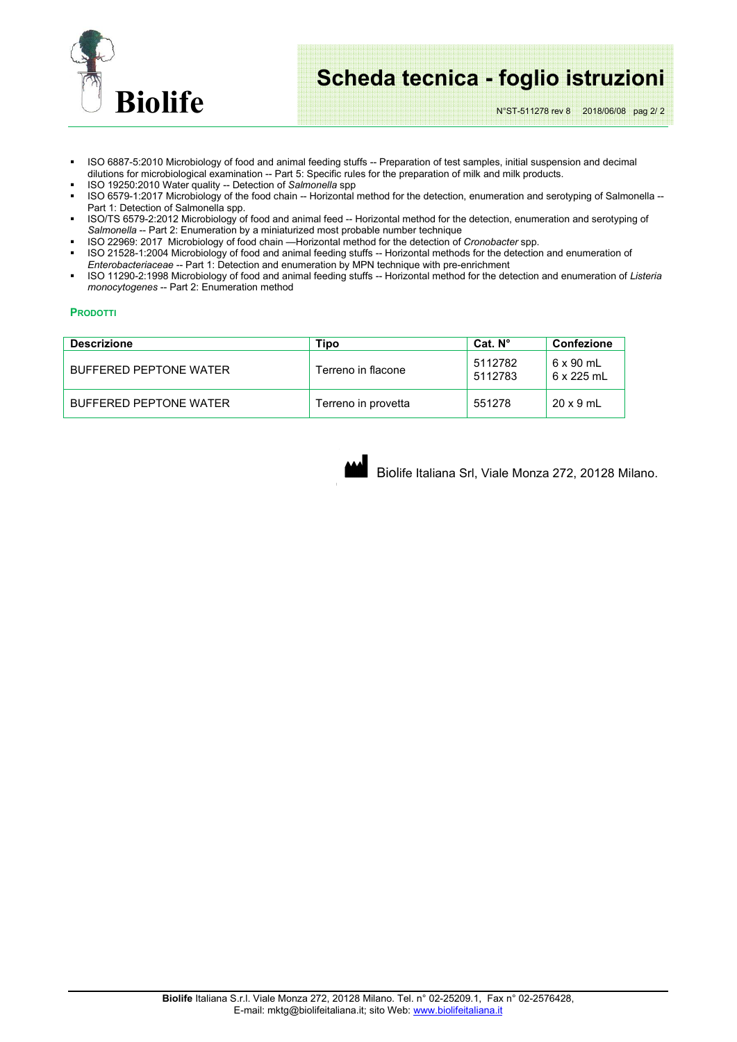- ISO 6887-5:2010 Microbiology of food and animal feeding stuffs -- Preparation of test samples, initial suspension and decimal dilutions for microbiological examination -- Part 5: Specific rules for the preparation of milk and milk products.
- ISO 19250:2010 Water quality -- Detection of *Salmonella* spp
- ISO 6579-1:2017 Microbiology of the food chain -- Horizontal method for the detection, enumeration and serotyping of Salmonella -- Part 1: Detection of Salmonella spp.
- ISO/TS 6579-2:2012 Microbiology of food and animal feed -- Horizontal method for the detection, enumeration and serotyping of *Salmonella* -- Part 2: Enumeration by a miniaturized most probable number technique
- ISO 22969: 2017 Microbiology of food chain —Horizontal method for the detection of *Cronobacter* spp.
- ISO 21528-1:2004 Microbiology of food and animal feeding stuffs -- Horizontal methods for the detection and enumeration of *Enterobacteriaceae* -- Part 1: Detection and enumeration by MPN technique with pre-enrichment
- ISO 11290-2:1998 Microbiology of food and animal feeding stuffs -- Horizontal method for the detection and enumeration of *Listeria monocytogenes* -- Part 2: Enumeration method

## PRODOTTI

| Descrizione | Tipo | Cat. N° | Confezione |
|---|---|---|---|
| BUFFERED PEPTONE WATER | Terreno in flacone | 5112782<br>5112783 | 6 x 90 mL<br>6 x 225 mL |
| BUFFERED PEPTONE WATER | Terreno in provetta | 551278 | 20 x 9 mL |

Biolife Italiana Srl, Viale Monza 272, 20128 Milano.